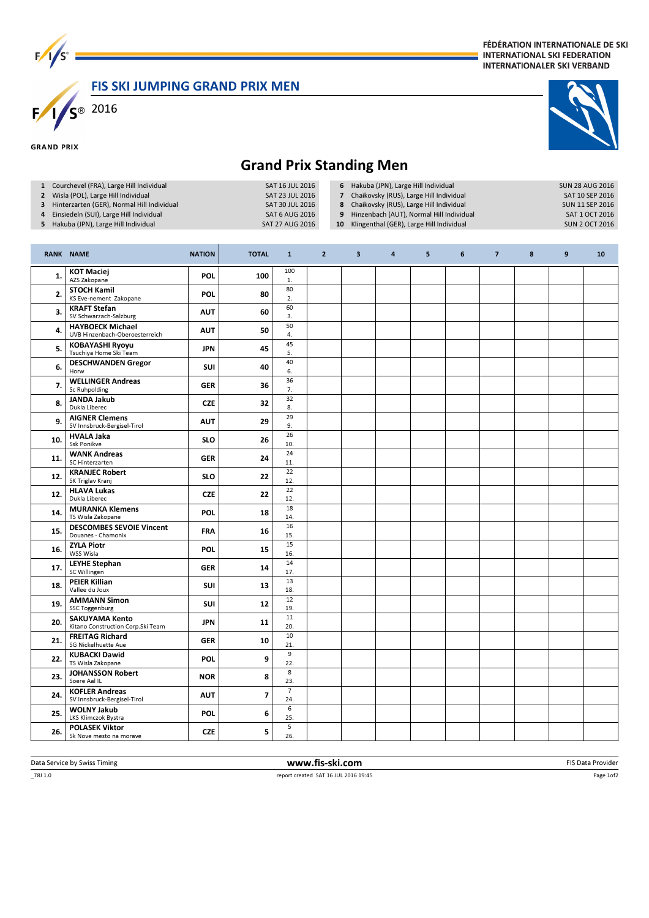FÉDÉRATION INTERNATIONALE DE SKI
INTERNATIONAL SKI FEDERATION
INTERNATIONALER SKI VERBAND

## FIS SKI JUMPING GRAND PRIX MEN

2016

GRAND PRIX

# Grand Prix Standing Men

| | Competition | Date | | Competition | Date |
|---|---|---|---|---|---|
| 1 | Courchevel (FRA), Large Hill Individual | SAT 16 JUL 2016 | 6 | Hakuba (JPN), Large Hill Individual | SUN 28 AUG 2016 |
| 2 | Wisla (POL), Large Hill Individual | SAT 23 JUL 2016 | 7 | Chaikovsky (RUS), Large Hill Individual | SAT 10 SEP 2016 |
| 3 | Hinterzarten (GER), Normal Hill Individual | SAT 30 JUL 2016 | 8 | Chaikovsky (RUS), Large Hill Individual | SUN 11 SEP 2016 |
| 4 | Einsiedeln (SUI), Large Hill Individual | SAT 6 AUG 2016 | 9 | Hinzenbach (AUT), Normal Hill Individual | SAT 1 OCT 2016 |
| 5 | Hakuba (JPN), Large Hill Individual | SAT 27 AUG 2016 | 10 | Klingenthal (GER), Large Hill Individual | SUN 2 OCT 2016 |

| RANK | NAME | NATION | TOTAL | 1 | 2 | 3 | 4 | 5 | 6 | 7 | 8 | 9 | 10 |
|---|---|---|---|---|---|---|---|---|---|---|---|---|---|
| 1. | **KOT Maciej** AZS Zakopane | POL | 100 | 100 1. | | | | | | | | | |
| 2. | **STOCH Kamil** KS Eve-nement Zakopane | POL | 80 | 80 2. | | | | | | | | | |
| 3. | **KRAFT Stefan** SV Schwarzach-Salzburg | AUT | 60 | 60 3. | | | | | | | | | |
| 4. | **HAYBOECK Michael** UVB Hinzenbach-Oberoesterreich | AUT | 50 | 50 4. | | | | | | | | | |
| 5. | **KOBAYASHI Ryoyu** Tsuchiya Home Ski Team | JPN | 45 | 45 5. | | | | | | | | | |
| 6. | **DESCHWANDEN Gregor** Horw | SUI | 40 | 40 6. | | | | | | | | | |
| 7. | **WELLINGER Andreas** Sc Ruhpolding | GER | 36 | 36 7. | | | | | | | | | |
| 8. | **JANDA Jakub** Dukla Liberec | CZE | 32 | 32 8. | | | | | | | | | |
| 9. | **AIGNER Clemens** SV Innsbruck-Bergisel-Tirol | AUT | 29 | 29 9. | | | | | | | | | |
| 10. | **HVALA Jaka** Ssk Ponikve | SLO | 26 | 26 10. | | | | | | | | | |
| 11. | **WANK Andreas** SC Hinterzarten | GER | 24 | 24 11. | | | | | | | | | |
| 12. | **KRANJEC Robert** SK Triglav Kranj | SLO | 22 | 22 12. | | | | | | | | | |
| 12. | **HLAVA Lukas** Dukla Liberec | CZE | 22 | 22 12. | | | | | | | | | |
| 14. | **MURANKA Klemens** TS Wisla Zakopane | POL | 18 | 18 14. | | | | | | | | | |
| 15. | **DESCOMBES SEVOIE Vincent** Douanes - Chamonix | FRA | 16 | 16 15. | | | | | | | | | |
| 16. | **ZYLA Piotr** WSS Wisla | POL | 15 | 15 16. | | | | | | | | | |
| 17. | **LEYHE Stephan** SC Willingen | GER | 14 | 14 17. | | | | | | | | | |
| 18. | **PEIER Killian** Vallee du Joux | SUI | 13 | 13 18. | | | | | | | | | |
| 19. | **AMMANN Simon** SSC Toggenburg | SUI | 12 | 12 19. | | | | | | | | | |
| 20. | **SAKUYAMA Kento** Kitano Construction Corp.Ski Team | JPN | 11 | 11 20. | | | | | | | | | |
| 21. | **FREITAG Richard** SG Nickelhuette Aue | GER | 10 | 10 21. | | | | | | | | | |
| 22. | **KUBACKI Dawid** TS Wisla Zakopane | POL | 9 | 9 22. | | | | | | | | | |
| 23. | **JOHANSSON Robert** Soere Aal IL | NOR | 8 | 8 23. | | | | | | | | | |
| 24. | **KOFLER Andreas** SV Innsbruck-Bergisel-Tirol | AUT | 7 | 7 24. | | | | | | | | | |
| 25. | **WOLNY Jakub** LKS Klimczok Bystra | POL | 6 | 6 25. | | | | | | | | | |
| 26. | **POLASEK Viktor** Sk Nove mesto na morave | CZE | 5 | 5 26. | | | | | | | | | |

Data Service by Swiss Timing — www.fis-ski.com — FIS Data Provider

_78J 1.0 — report created SAT 16 JUL 2016 19:45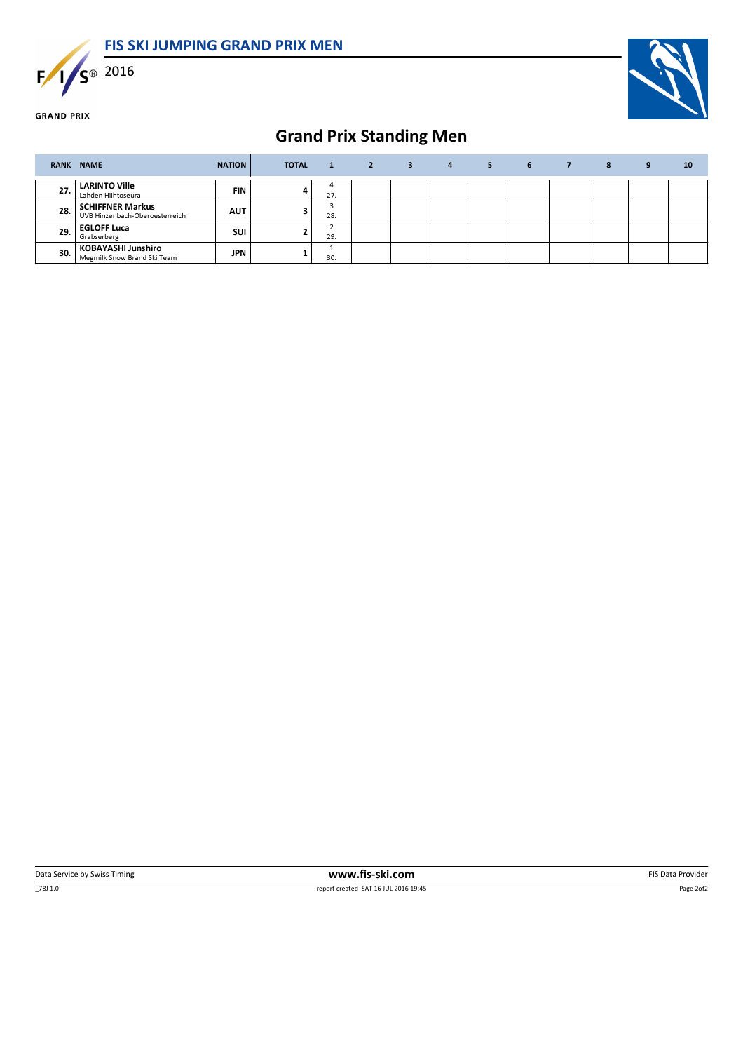FIS SKI JUMPING GRAND PRIX MEN

2016

GRAND PRIX

# Grand Prix Standing Men

| RANK | NAME | NATION | TOTAL | 1 | 2 | 3 | 4 | 5 | 6 | 7 | 8 | 9 | 10 |
|---|---|---|---|---|---|---|---|---|---|---|---|---|---|
| 27. | **LARINTO Ville** Lahden Hiihtoseura | FIN | 4 | 4 27. | | | | | | | | | |
| 28. | **SCHIFFNER Markus** UVB Hinzenbach-Oberoesterreich | AUT | 3 | 3 28. | | | | | | | | | |
| 29. | **EGLOFF Luca** Grabserberg | SUI | 2 | 2 29. | | | | | | | | | |
| 30. | **KOBAYASHI Junshiro** Megmilk Snow Brand Ski Team | JPN | 1 | 1 30. | | | | | | | | | |

Data Service by Swiss Timing — www.fis-ski.com — FIS Data Provider

_78J 1.0 — report created SAT 16 JUL 2016 19:45